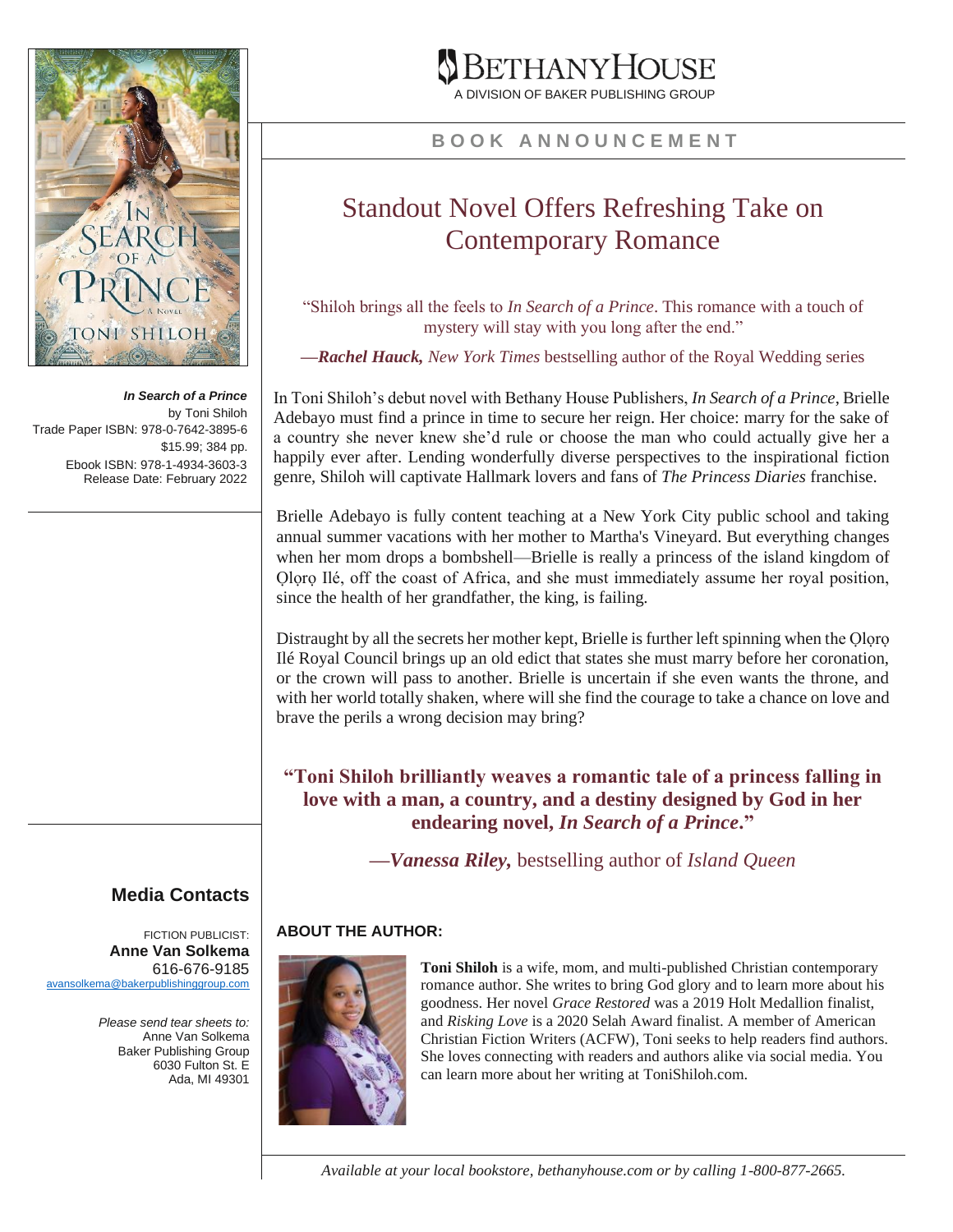BETHANYHOUSE
A DIVISION OF BAKER PUBLISHING GROUP

**BOOK ANNOUNCEMENT**

# Standout Novel Offers Refreshing Take on Contemporary Romance

"Shiloh brings all the feels to *In Search of a Prince*. This romance with a touch of mystery will stay with you long after the end."

—***Rachel Hauck,*** *New York Times* bestselling author of the Royal Wedding series

***In Search of a Prince***
by Toni Shiloh
Trade Paper ISBN: 978-0-7642-3895-6
$15.99; 384 pp.
Ebook ISBN: 978-1-4934-3603-3
Release Date: February 2022

In Toni Shiloh's debut novel with Bethany House Publishers, *In Search of a Prince*, Brielle Adebayo must find a prince in time to secure her reign. Her choice: marry for the sake of a country she never knew she'd rule or choose the man who could actually give her a happily ever after. Lending wonderfully diverse perspectives to the inspirational fiction genre, Shiloh will captivate Hallmark lovers and fans of *The Princess Diaries* franchise.

Brielle Adebayo is fully content teaching at a New York City public school and taking annual summer vacations with her mother to Martha's Vineyard. But everything changes when her mom drops a bombshell—Brielle is really a princess of the island kingdom of Ọlọrọ Ilé, off the coast of Africa, and she must immediately assume her royal position, since the health of her grandfather, the king, is failing.

Distraught by all the secrets her mother kept, Brielle is further left spinning when the Ọlọrọ Ilé Royal Council brings up an old edict that states she must marry before her coronation, or the crown will pass to another. Brielle is uncertain if she even wants the throne, and with her world totally shaken, where will she find the courage to take a chance on love and brave the perils a wrong decision may bring?

**"Toni Shiloh brilliantly weaves a romantic tale of a princess falling in love with a man, a country, and a destiny designed by God in her endearing novel, *In Search of a Prince*."**

—***Vanessa Riley,*** bestselling author of *Island Queen*

## Media Contacts

FICTION PUBLICIST:
**Anne Van Solkema**
616-676-9185
avansolkema@bakerpublishinggroup.com

*Please send tear sheets to:*
Anne Van Solkema
Baker Publishing Group
6030 Fulton St. E
Ada, MI 49301

**ABOUT THE AUTHOR:**

**Toni Shiloh** is a wife, mom, and multi-published Christian contemporary romance author. She writes to bring God glory and to learn more about his goodness. Her novel *Grace Restored* was a 2019 Holt Medallion finalist, and *Risking Love* is a 2020 Selah Award finalist. A member of American Christian Fiction Writers (ACFW), Toni seeks to help readers find authors. She loves connecting with readers and authors alike via social media. You can learn more about her writing at ToniShiloh.com.

*Available at your local bookstore, bethanyhouse.com or by calling 1-800-877-2665.*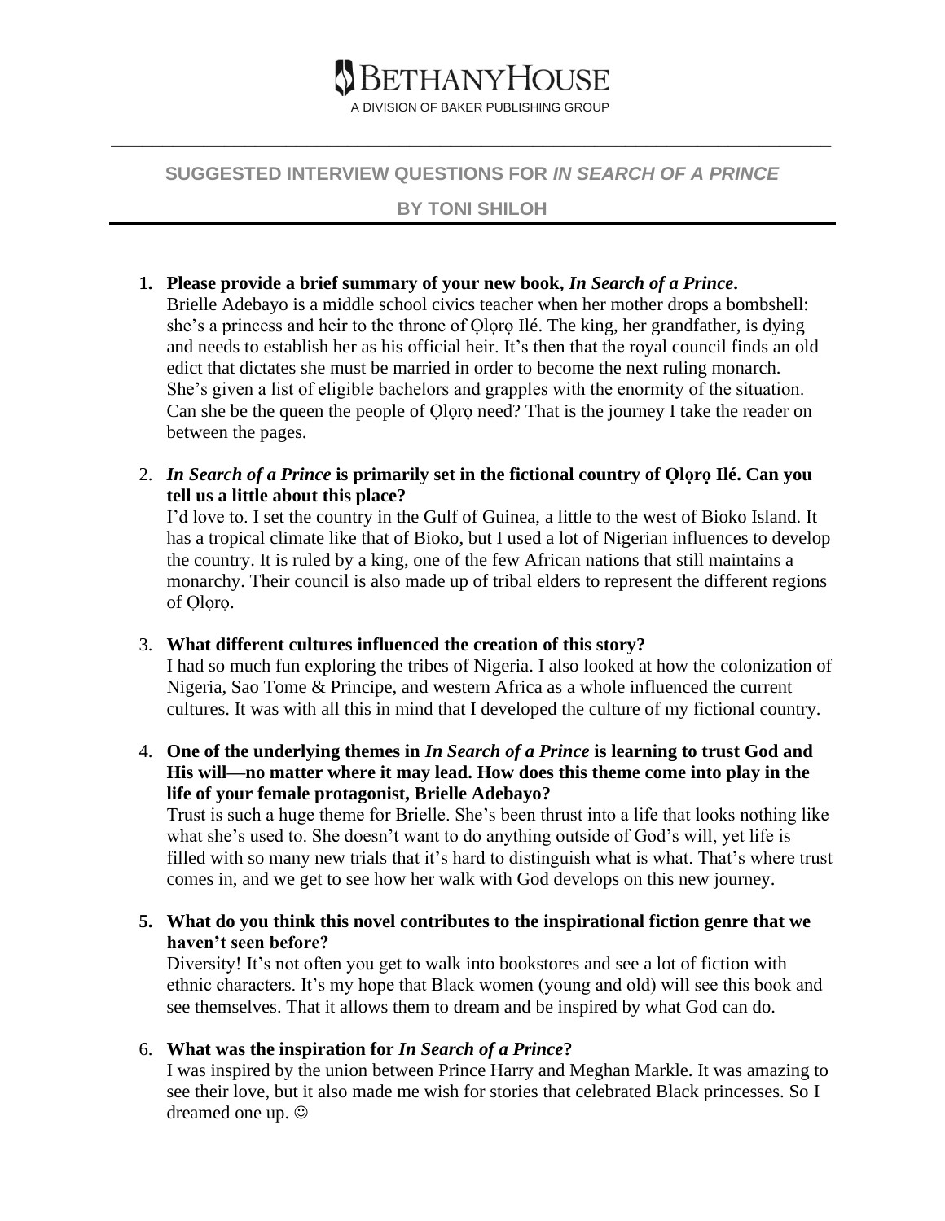# BETHANYHOUSE

A DIVISION OF BAKER PUBLISHING GROUP

---

## SUGGESTED INTERVIEW QUESTIONS FOR *IN SEARCH OF A PRINCE*

## BY TONI SHILOH

1. **Please provide a brief summary of your new book, *In Search of a Prince*.**
   Brielle Adebayo is a middle school civics teacher when her mother drops a bombshell: she's a princess and heir to the throne of Ọlọrọ Ilé. The king, her grandfather, is dying and needs to establish her as his official heir. It's then that the royal council finds an old edict that dictates she must be married in order to become the next ruling monarch. She's given a list of eligible bachelors and grapples with the enormity of the situation. Can she be the queen the people of Ọlọrọ need? That is the journey I take the reader on between the pages.

2. ***In Search of a Prince* is primarily set in the fictional country of Ọlọrọ Ilé. Can you tell us a little about this place?**
   I'd love to. I set the country in the Gulf of Guinea, a little to the west of Bioko Island. It has a tropical climate like that of Bioko, but I used a lot of Nigerian influences to develop the country. It is ruled by a king, one of the few African nations that still maintains a monarchy. Their council is also made up of tribal elders to represent the different regions of Ọlọrọ.

3. **What different cultures influenced the creation of this story?**
   I had so much fun exploring the tribes of Nigeria. I also looked at how the colonization of Nigeria, Sao Tome & Principe, and western Africa as a whole influenced the current cultures. It was with all this in mind that I developed the culture of my fictional country.

4. **One of the underlying themes in *In Search of a Prince* is learning to trust God and His will—no matter where it may lead. How does this theme come into play in the life of your female protagonist, Brielle Adebayo?**
   Trust is such a huge theme for Brielle. She's been thrust into a life that looks nothing like what she's used to. She doesn't want to do anything outside of God's will, yet life is filled with so many new trials that it's hard to distinguish what is what. That's where trust comes in, and we get to see how her walk with God develops on this new journey.

5. **What do you think this novel contributes to the inspirational fiction genre that we haven't seen before?**
   Diversity! It's not often you get to walk into bookstores and see a lot of fiction with ethnic characters. It's my hope that Black women (young and old) will see this book and see themselves. That it allows them to dream and be inspired by what God can do.

6. **What was the inspiration for *In Search of a Prince*?**
   I was inspired by the union between Prince Harry and Meghan Markle. It was amazing to see their love, but it also made me wish for stories that celebrated Black princesses. So I dreamed one up. ☺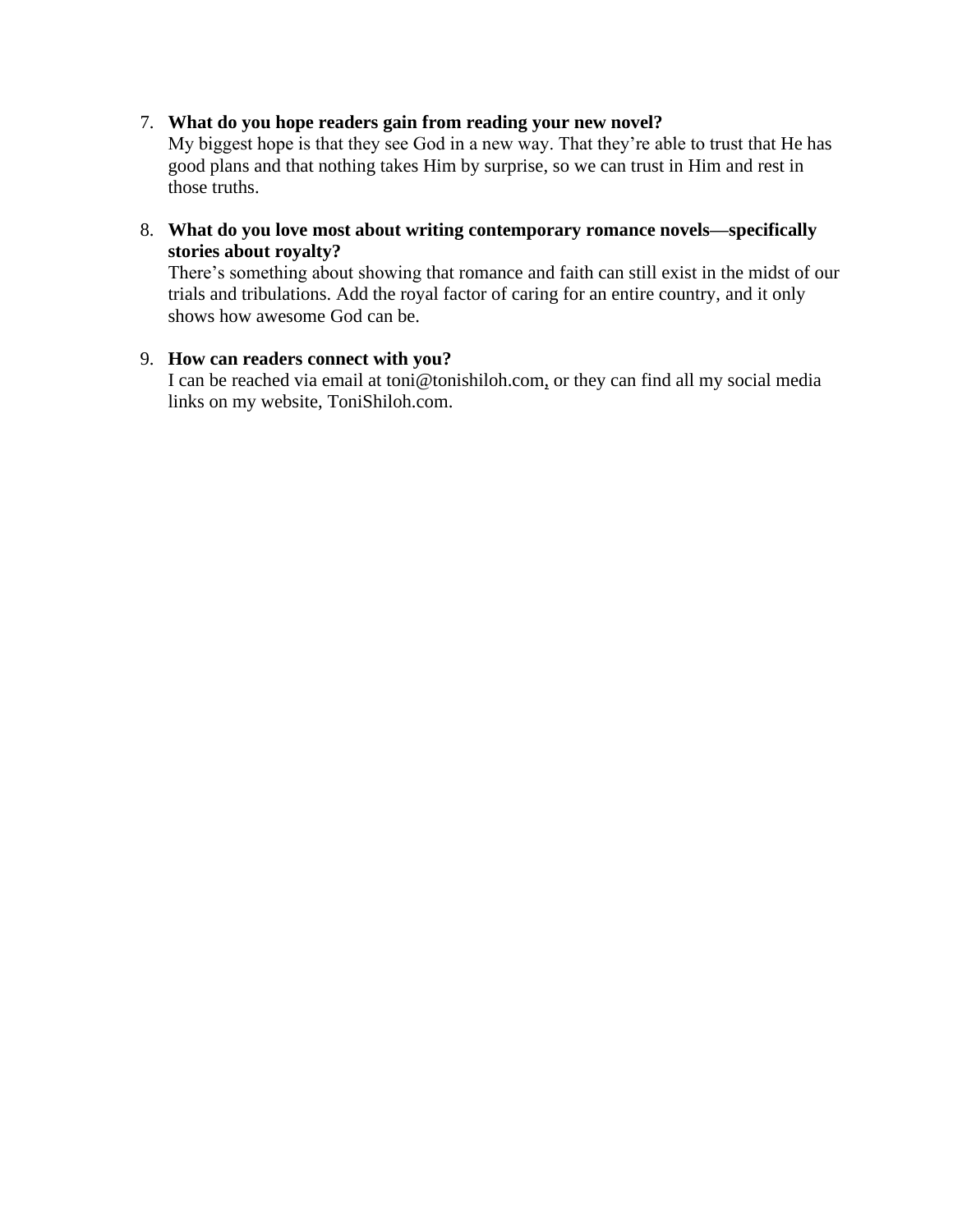7. **What do you hope readers gain from reading your new novel?**
   My biggest hope is that they see God in a new way. That they're able to trust that He has good plans and that nothing takes Him by surprise, so we can trust in Him and rest in those truths.

8. **What do you love most about writing contemporary romance novels—specifically stories about royalty?**
   There's something about showing that romance and faith can still exist in the midst of our trials and tribulations. Add the royal factor of caring for an entire country, and it only shows how awesome God can be.

9. **How can readers connect with you?**
   I can be reached via email at toni@tonishiloh.com, or they can find all my social media links on my website, ToniShiloh.com.